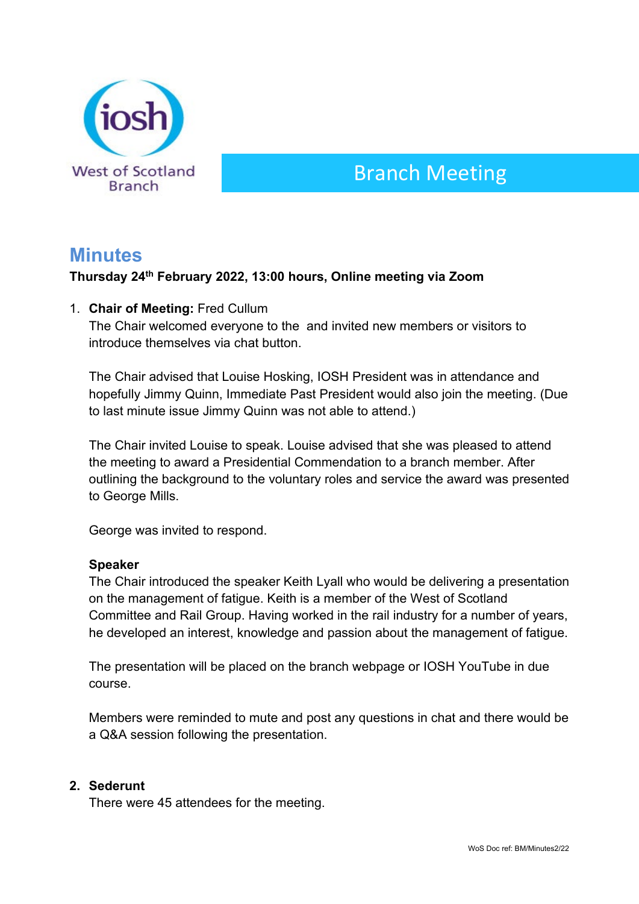iosh

West of Scotland Branch

# Branch Meeting

## Minutes

**Thursday 24th February 2022, 13:00 hours, Online meeting via Zoom**

1. **Chair of Meeting:** Fred Cullum

   The Chair welcomed everyone to the  and invited new members or visitors to introduce themselves via chat button.

   The Chair advised that Louise Hosking, IOSH President was in attendance and hopefully Jimmy Quinn, Immediate Past President would also join the meeting. (Due to last minute issue Jimmy Quinn was not able to attend.)

   The Chair invited Louise to speak. Louise advised that she was pleased to attend the meeting to award a Presidential Commendation to a branch member. After outlining the background to the voluntary roles and service the award was presented to George Mills.

   George was invited to respond.

   **Speaker**

   The Chair introduced the speaker Keith Lyall who would be delivering a presentation on the management of fatigue. Keith is a member of the West of Scotland Committee and Rail Group. Having worked in the rail industry for a number of years, he developed an interest, knowledge and passion about the management of fatigue.

   The presentation will be placed on the branch webpage or IOSH YouTube in due course.

   Members were reminded to mute and post any questions in chat and there would be a Q&A session following the presentation.

2. **Sederunt**

   There were 45 attendees for the meeting.

WoS Doc ref: BM/Minutes2/22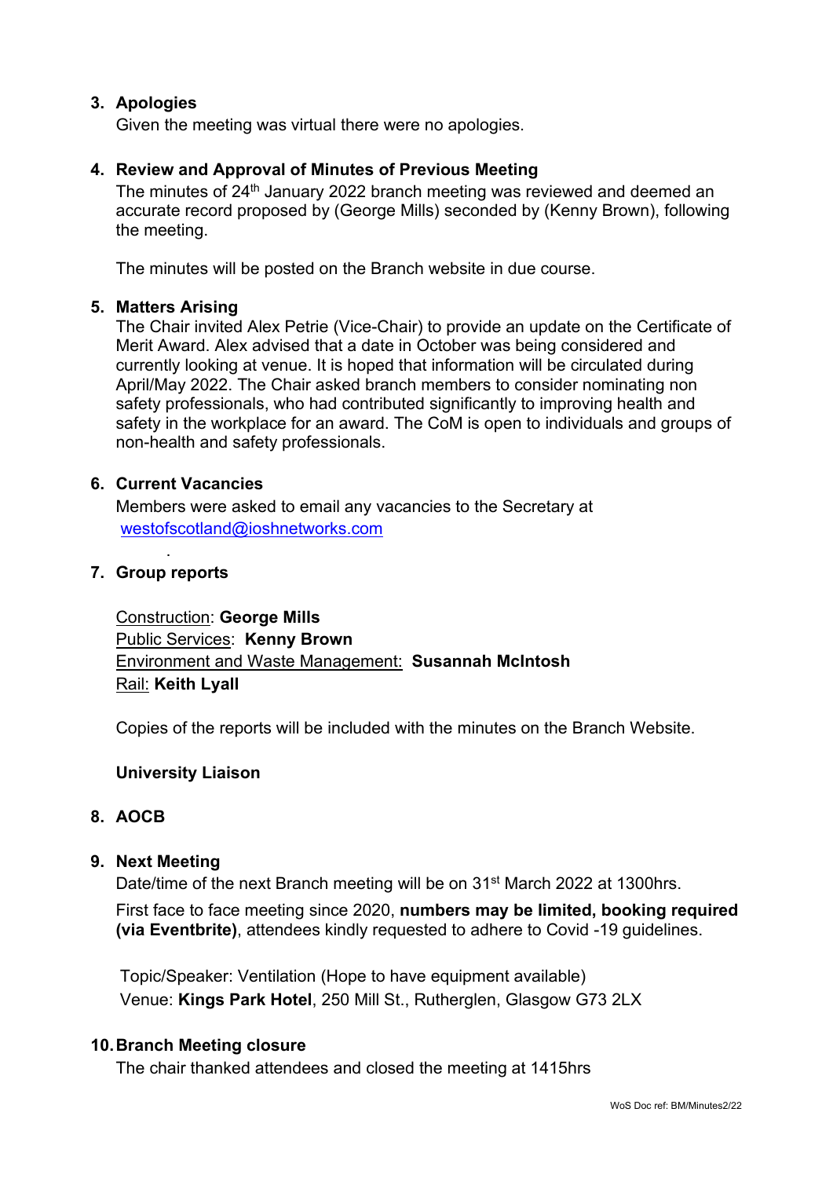3. **Apologies**

   Given the meeting was virtual there were no apologies.

4. **Review and Approval of Minutes of Previous Meeting**

   The minutes of 24th January 2022 branch meeting was reviewed and deemed an accurate record proposed by (George Mills) seconded by (Kenny Brown), following the meeting.

   The minutes will be posted on the Branch website in due course.

5. **Matters Arising**

   The Chair invited Alex Petrie (Vice-Chair) to provide an update on the Certificate of Merit Award. Alex advised that a date in October was being considered and currently looking at venue. It is hoped that information will be circulated during April/May 2022. The Chair asked branch members to consider nominating non safety professionals, who had contributed significantly to improving health and safety in the workplace for an award. The CoM is open to individuals and groups of non-health and safety professionals.

6. **Current Vacancies**

   Members were asked to email any vacancies to the Secretary at [westofscotland@ioshnetworks.com](mailto:westofscotland@ioshnetworks.com)

7. **Group reports**

   Construction: **George Mills**
   Public Services: **Kenny Brown**
   Environment and Waste Management: **Susannah McIntosh**
   Rail: **Keith Lyall**

   Copies of the reports will be included with the minutes on the Branch Website.

   **University Liaison**

8. **AOCB**

9. **Next Meeting**

   Date/time of the next Branch meeting will be on 31st March 2022 at 1300hrs.

   First face to face meeting since 2020, **numbers may be limited, booking required (via Eventbrite)**, attendees kindly requested to adhere to Covid -19 guidelines.

   Topic/Speaker: Ventilation (Hope to have equipment available)
   Venue: **Kings Park Hotel**, 250 Mill St., Rutherglen, Glasgow G73 2LX

10. **Branch Meeting closure**

    The chair thanked attendees and closed the meeting at 1415hrs

WoS Doc ref: BM/Minutes2/22